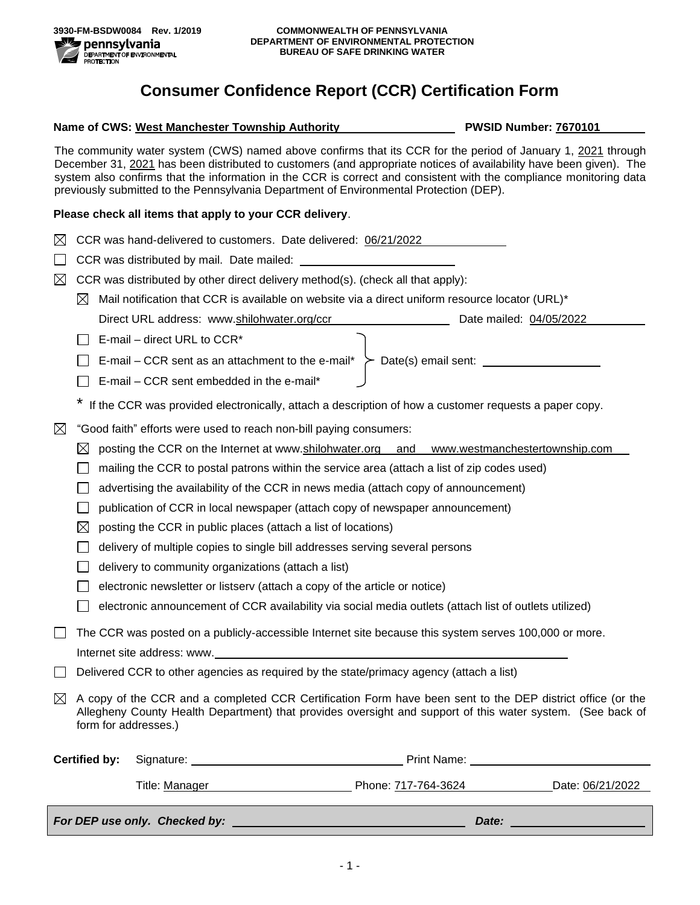3930-FM-BSDW0084 Rev. 1/2019

COMMONWEALTH OF PENNSYLVANIA
DEPARTMENT OF ENVIRONMENTAL PROTECTION
BUREAU OF SAFE DRINKING WATER

# Consumer Confidence Report (CCR) Certification Form

**Name of CWS:** West Manchester Township Authority **PWSID Number:** 7670101

The community water system (CWS) named above confirms that its CCR for the period of January 1, 2021 through December 31, 2021 has been distributed to customers (and appropriate notices of availability have been given). The system also confirms that the information in the CCR is correct and consistent with the compliance monitoring data previously submitted to the Pennsylvania Department of Environmental Protection (DEP).

**Please check all items that apply to your CCR delivery**.

- ☒ CCR was hand-delivered to customers. Date delivered: 06/21/2022
- ☐ CCR was distributed by mail. Date mailed: \_\_\_\_\_\_\_\_\_\_
- ☒ CCR was distributed by other direct delivery method(s). (check all that apply):
  - ☒ Mail notification that CCR is available on website via a direct uniform resource locator (URL)*
    Direct URL address: www.shilohwater.org/ccr Date mailed: 04/05/2022
  - ☐ E-mail – direct URL to CCR*
  - ☐ E-mail – CCR sent as an attachment to the e-mail*
  - ☐ E-mail – CCR sent embedded in the e-mail*

    Date(s) email sent: \_\_\_\_\_\_\_\_\_\_

  \* If the CCR was provided electronically, attach a description of how a customer requests a paper copy.
- ☒ "Good faith" efforts were used to reach non-bill paying consumers:
  - ☒ posting the CCR on the Internet at www.shilohwater.org and www.westmanchestertownship.com
  - ☐ mailing the CCR to postal patrons within the service area (attach a list of zip codes used)
  - ☐ advertising the availability of the CCR in news media (attach copy of announcement)
  - ☐ publication of CCR in local newspaper (attach copy of newspaper announcement)
  - ☒ posting the CCR in public places (attach a list of locations)
  - ☐ delivery of multiple copies to single bill addresses serving several persons
  - ☐ delivery to community organizations (attach a list)
  - ☐ electronic newsletter or listserv (attach a copy of the article or notice)
  - ☐ electronic announcement of CCR availability via social media outlets (attach list of outlets utilized)
- ☐ The CCR was posted on a publicly-accessible Internet site because this system serves 100,000 or more.
  Internet site address: www.\_\_\_\_\_\_\_\_\_\_
- ☐ Delivered CCR to other agencies as required by the state/primacy agency (attach a list)
- ☒ A copy of the CCR and a completed CCR Certification Form have been sent to the DEP district office (or the Allegheny County Health Department) that provides oversight and support of this water system. (See back of form for addresses.)

**Certified by:** Signature: \_\_\_\_\_\_\_\_\_\_ Print Name: \_\_\_\_\_\_\_\_\_\_

Title: Manager Phone: 717-764-3624 Date: 06/21/2022

***For DEP use only. Checked by:*** \_\_\_\_\_\_\_\_\_\_ ***Date:*** \_\_\_\_\_\_\_\_\_\_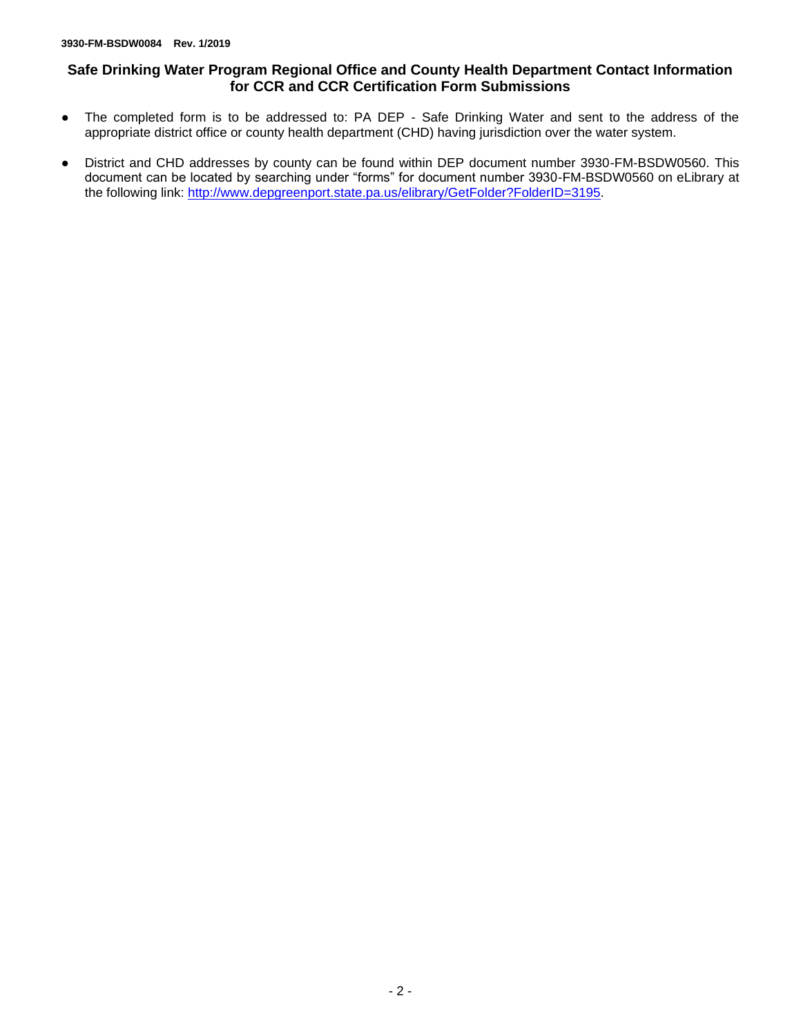## Safe Drinking Water Program Regional Office and County Health Department Contact Information for CCR and CCR Certification Form Submissions

- The completed form is to be addressed to: PA DEP - Safe Drinking Water and sent to the address of the appropriate district office or county health department (CHD) having jurisdiction over the water system.
- District and CHD addresses by county can be found within DEP document number 3930-FM-BSDW0560. This document can be located by searching under “forms” for document number 3930-FM-BSDW0560 on eLibrary at the following link: [http://www.depgreenport.state.pa.us/elibrary/GetFolder?FolderID=3195](http://www.depgreenport.state.pa.us/elibrary/GetFolder?FolderID=3195).